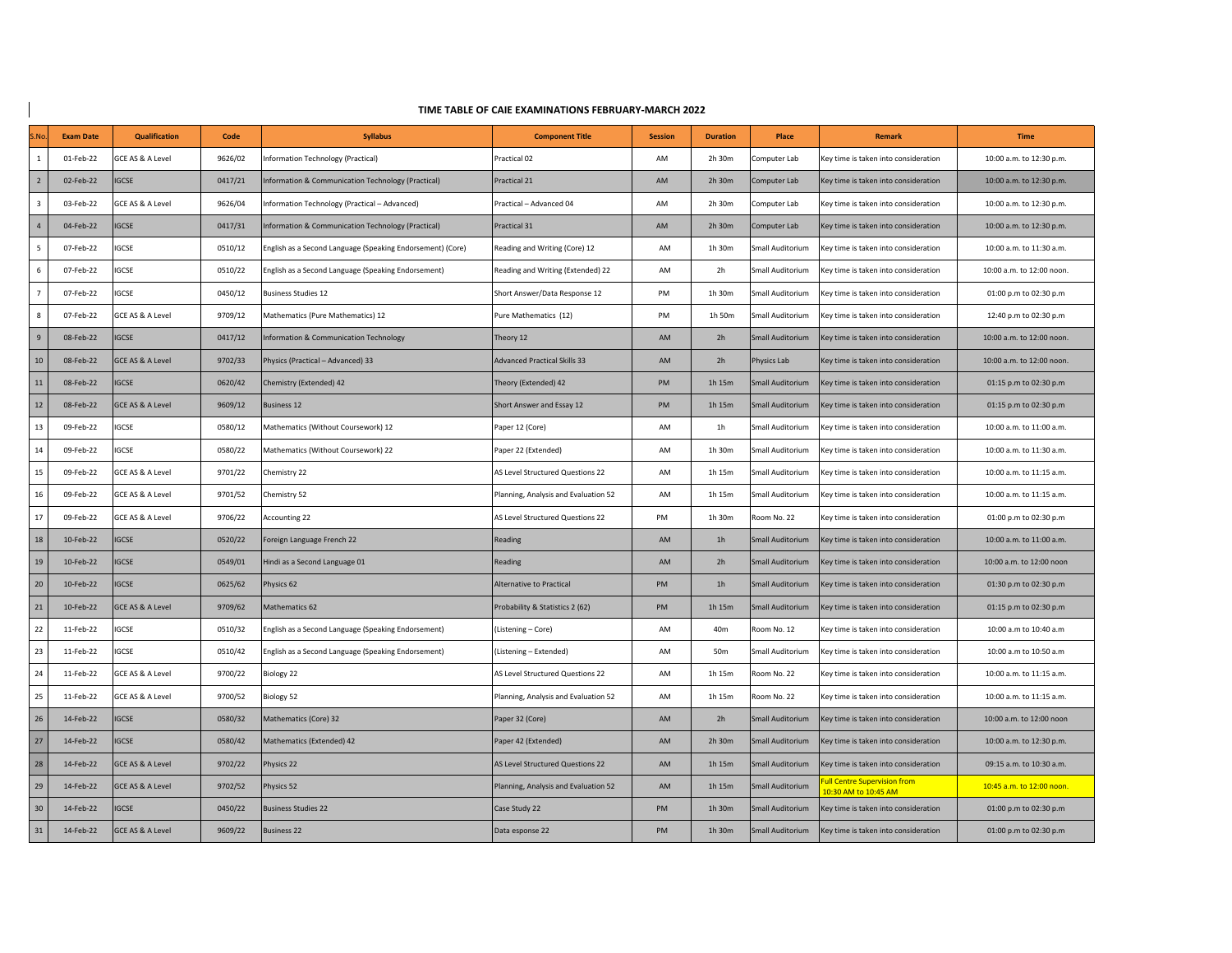# TIME TABLE OF CAIE EXAMINATIONS FEBRUARY-MARCH 2022

| S.No. | Exam Date | Qualification | Code | Syllabus | Component Title | Session | Duration | Place | Remark | Time |
|---|---|---|---|---|---|---|---|---|---|---|
| 1 | 01-Feb-22 | GCE AS & A Level | 9626/02 | Information Technology (Practical) | Practical 02 | AM | 2h 30m | Computer Lab | Key time is taken into consideration | 10:00 a.m. to 12:30 p.m. |
| 2 | 02-Feb-22 | IGCSE | 0417/21 | Information & Communication Technology (Practical) | Practical 21 | AM | 2h 30m | Computer Lab | Key time is taken into consideration | 10:00 a.m. to 12:30 p.m. |
| 3 | 03-Feb-22 | GCE AS & A Level | 9626/04 | Information Technology (Practical – Advanced) | Practical – Advanced 04 | AM | 2h 30m | Computer Lab | Key time is taken into consideration | 10:00 a.m. to 12:30 p.m. |
| 4 | 04-Feb-22 | IGCSE | 0417/31 | Information & Communication Technology (Practical) | Practical 31 | AM | 2h 30m | Computer Lab | Key time is taken into consideration | 10:00 a.m. to 12:30 p.m. |
| 5 | 07-Feb-22 | IGCSE | 0510/12 | English as a Second Language (Speaking Endorsement) (Core) | Reading and Writing (Core) 12 | AM | 1h 30m | Small Auditorium | Key time is taken into consideration | 10:00 a.m. to 11:30 a.m. |
| 6 | 07-Feb-22 | IGCSE | 0510/22 | English as a Second Language (Speaking Endorsement) | Reading and Writing (Extended) 22 | AM | 2h | Small Auditorium | Key time is taken into consideration | 10:00 a.m. to 12:00 noon. |
| 7 | 07-Feb-22 | IGCSE | 0450/12 | Business Studies 12 | Short Answer/Data Response 12 | PM | 1h 30m | Small Auditorium | Key time is taken into consideration | 01:00 p.m to 02:30 p.m |
| 8 | 07-Feb-22 | GCE AS & A Level | 9709/12 | Mathematics (Pure Mathematics) 12 | Pure Mathematics (12) | PM | 1h 50m | Small Auditorium | Key time is taken into consideration | 12:40 p.m to 02:30 p.m |
| 9 | 08-Feb-22 | IGCSE | 0417/12 | Information & Communication Technology | Theory 12 | AM | 2h | Small Auditorium | Key time is taken into consideration | 10:00 a.m. to 12:00 noon. |
| 10 | 08-Feb-22 | GCE AS & A Level | 9702/33 | Physics (Practical – Advanced) 33 | Advanced Practical Skills 33 | AM | 2h | Physics Lab | Key time is taken into consideration | 10:00 a.m. to 12:00 noon. |
| 11 | 08-Feb-22 | IGCSE | 0620/42 | Chemistry (Extended) 42 | Theory (Extended) 42 | PM | 1h 15m | Small Auditorium | Key time is taken into consideration | 01:15 p.m to 02:30 p.m |
| 12 | 08-Feb-22 | GCE AS & A Level | 9609/12 | Business 12 | Short Answer and Essay 12 | PM | 1h 15m | Small Auditorium | Key time is taken into consideration | 01:15 p.m to 02:30 p.m |
| 13 | 09-Feb-22 | IGCSE | 0580/12 | Mathematics (Without Coursework) 12 | Paper 12 (Core) | AM | 1h | Small Auditorium | Key time is taken into consideration | 10:00 a.m. to 11:00 a.m. |
| 14 | 09-Feb-22 | IGCSE | 0580/22 | Mathematics (Without Coursework) 22 | Paper 22 (Extended) | AM | 1h 30m | Small Auditorium | Key time is taken into consideration | 10:00 a.m. to 11:30 a.m. |
| 15 | 09-Feb-22 | GCE AS & A Level | 9701/22 | Chemistry 22 | AS Level Structured Questions 22 | AM | 1h 15m | Small Auditorium | Key time is taken into consideration | 10:00 a.m. to 11:15 a.m. |
| 16 | 09-Feb-22 | GCE AS & A Level | 9701/52 | Chemistry 52 | Planning, Analysis and Evaluation 52 | AM | 1h 15m | Small Auditorium | Key time is taken into consideration | 10:00 a.m. to 11:15 a.m. |
| 17 | 09-Feb-22 | GCE AS & A Level | 9706/22 | Accounting 22 | AS Level Structured Questions 22 | PM | 1h 30m | Room No. 22 | Key time is taken into consideration | 01:00 p.m to 02:30 p.m |
| 18 | 10-Feb-22 | IGCSE | 0520/22 | Foreign Language French 22 | Reading | AM | 1h | Small Auditorium | Key time is taken into consideration | 10:00 a.m. to 11:00 a.m. |
| 19 | 10-Feb-22 | IGCSE | 0549/01 | Hindi as a Second Language 01 | Reading | AM | 2h | Small Auditorium | Key time is taken into consideration | 10:00 a.m. to 12:00 noon |
| 20 | 10-Feb-22 | IGCSE | 0625/62 | Physics 62 | Alternative to Practical | PM | 1h | Small Auditorium | Key time is taken into consideration | 01:30 p.m to 02:30 p.m |
| 21 | 10-Feb-22 | GCE AS & A Level | 9709/62 | Mathematics 62 | Probability & Statistics 2 (62) | PM | 1h 15m | Small Auditorium | Key time is taken into consideration | 01:15 p.m to 02:30 p.m |
| 22 | 11-Feb-22 | IGCSE | 0510/32 | English as a Second Language (Speaking Endorsement) | (Listening – Core) | AM | 40m | Room No. 12 | Key time is taken into consideration | 10:00 a.m to 10:40 a.m |
| 23 | 11-Feb-22 | IGCSE | 0510/42 | English as a Second Language (Speaking Endorsement) | (Listening – Extended) | AM | 50m | Small Auditorium | Key time is taken into consideration | 10:00 a.m to 10:50 a.m |
| 24 | 11-Feb-22 | GCE AS & A Level | 9700/22 | Biology 22 | AS Level Structured Questions 22 | AM | 1h 15m | Room No. 22 | Key time is taken into consideration | 10:00 a.m. to 11:15 a.m. |
| 25 | 11-Feb-22 | GCE AS & A Level | 9700/52 | Biology 52 | Planning, Analysis and Evaluation 52 | AM | 1h 15m | Room No. 22 | Key time is taken into consideration | 10:00 a.m. to 11:15 a.m. |
| 26 | 14-Feb-22 | IGCSE | 0580/32 | Mathematics (Core) 32 | Paper 32 (Core) | AM | 2h | Small Auditorium | Key time is taken into consideration | 10:00 a.m. to 12:00 noon |
| 27 | 14-Feb-22 | IGCSE | 0580/42 | Mathematics (Extended) 42 | Paper 42 (Extended) | AM | 2h 30m | Small Auditorium | Key time is taken into consideration | 10:00 a.m. to 12:30 p.m. |
| 28 | 14-Feb-22 | GCE AS & A Level | 9702/22 | Physics 22 | AS Level Structured Questions 22 | AM | 1h 15m | Small Auditorium | Key time is taken into consideration | 09:15 a.m. to 10:30 a.m. |
| 29 | 14-Feb-22 | GCE AS & A Level | 9702/52 | Physics 52 | Planning, Analysis and Evaluation 52 | AM | 1h 15m | Small Auditorium | Full Centre Supervision from 10:30 AM to 10:45 AM | 10:45 a.m. to 12:00 noon. |
| 30 | 14-Feb-22 | IGCSE | 0450/22 | Business Studies 22 | Case Study 22 | PM | 1h 30m | Small Auditorium | Key time is taken into consideration | 01:00 p.m to 02:30 p.m |
| 31 | 14-Feb-22 | GCE AS & A Level | 9609/22 | Business 22 | Data esponse 22 | PM | 1h 30m | Small Auditorium | Key time is taken into consideration | 01:00 p.m to 02:30 p.m |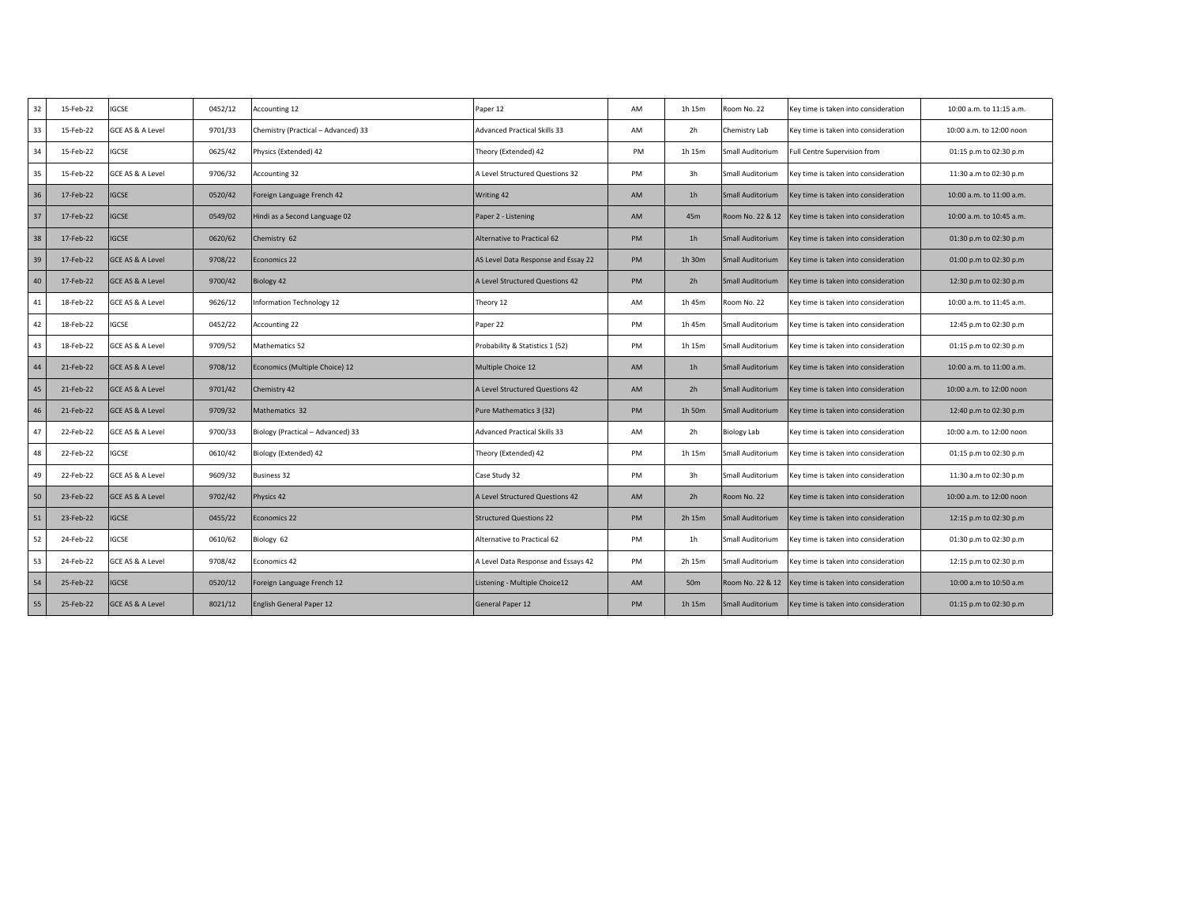| 32 | 15-Feb-22 | IGCSE | 0452/12 | Accounting 12 | Paper 12 | AM | 1h 15m | Room No. 22 | Key time is taken into consideration | 10:00 a.m. to 11:15 a.m. |
|---|---|---|---|---|---|---|---|---|---|---|
| 33 | 15-Feb-22 | GCE AS & A Level | 9701/33 | Chemistry (Practical – Advanced) 33 | Advanced Practical Skills 33 | AM | 2h | Chemistry Lab | Key time is taken into consideration | 10:00 a.m. to 12:00 noon |
| 34 | 15-Feb-22 | IGCSE | 0625/42 | Physics (Extended) 42 | Theory (Extended) 42 | PM | 1h 15m | Small Auditorium | Full Centre Supervision from | 01:15 p.m to 02:30 p.m |
| 35 | 15-Feb-22 | GCE AS & A Level | 9706/32 | Accounting 32 | A Level Structured Questions 32 | PM | 3h | Small Auditorium | Key time is taken into consideration | 11:30 a.m to 02:30 p.m |
| 36 | 17-Feb-22 | IGCSE | 0520/42 | Foreign Language French 42 | Writing 42 | AM | 1h | Small Auditorium | Key time is taken into consideration | 10:00 a.m. to 11:00 a.m. |
| 37 | 17-Feb-22 | IGCSE | 0549/02 | Hindi as a Second Language 02 | Paper 2 - Listening | AM | 45m | Room No. 22 & 12 | Key time is taken into consideration | 10:00 a.m. to 10:45 a.m. |
| 38 | 17-Feb-22 | IGCSE | 0620/62 | Chemistry 62 | Alternative to Practical 62 | PM | 1h | Small Auditorium | Key time is taken into consideration | 01:30 p.m to 02:30 p.m |
| 39 | 17-Feb-22 | GCE AS & A Level | 9708/22 | Economics 22 | AS Level Data Response and Essay 22 | PM | 1h 30m | Small Auditorium | Key time is taken into consideration | 01:00 p.m to 02:30 p.m |
| 40 | 17-Feb-22 | GCE AS & A Level | 9700/42 | Biology 42 | A Level Structured Questions 42 | PM | 2h | Small Auditorium | Key time is taken into consideration | 12:30 p.m to 02:30 p.m |
| 41 | 18-Feb-22 | GCE AS & A Level | 9626/12 | Information Technology 12 | Theory 12 | AM | 1h 45m | Room No. 22 | Key time is taken into consideration | 10:00 a.m. to 11:45 a.m. |
| 42 | 18-Feb-22 | IGCSE | 0452/22 | Accounting 22 | Paper 22 | PM | 1h 45m | Small Auditorium | Key time is taken into consideration | 12:45 p.m to 02:30 p.m |
| 43 | 18-Feb-22 | GCE AS & A Level | 9709/52 | Mathematics 52 | Probability & Statistics 1 (52) | PM | 1h 15m | Small Auditorium | Key time is taken into consideration | 01:15 p.m to 02:30 p.m |
| 44 | 21-Feb-22 | GCE AS & A Level | 9708/12 | Economics (Multiple Choice) 12 | Multiple Choice 12 | AM | 1h | Small Auditorium | Key time is taken into consideration | 10:00 a.m. to 11:00 a.m. |
| 45 | 21-Feb-22 | GCE AS & A Level | 9701/42 | Chemistry 42 | A Level Structured Questions 42 | AM | 2h | Small Auditorium | Key time is taken into consideration | 10:00 a.m. to 12:00 noon |
| 46 | 21-Feb-22 | GCE AS & A Level | 9709/32 | Mathematics 32 | Pure Mathematics 3 (32) | PM | 1h 50m | Small Auditorium | Key time is taken into consideration | 12:40 p.m to 02:30 p.m |
| 47 | 22-Feb-22 | GCE AS & A Level | 9700/33 | Biology (Practical – Advanced) 33 | Advanced Practical Skills 33 | AM | 2h | Biology Lab | Key time is taken into consideration | 10:00 a.m. to 12:00 noon |
| 48 | 22-Feb-22 | IGCSE | 0610/42 | Biology (Extended) 42 | Theory (Extended) 42 | PM | 1h 15m | Small Auditorium | Key time is taken into consideration | 01:15 p.m to 02:30 p.m |
| 49 | 22-Feb-22 | GCE AS & A Level | 9609/32 | Business 32 | Case Study 32 | PM | 3h | Small Auditorium | Key time is taken into consideration | 11:30 a.m to 02:30 p.m |
| 50 | 23-Feb-22 | GCE AS & A Level | 9702/42 | Physics 42 | A Level Structured Questions 42 | AM | 2h | Room No. 22 | Key time is taken into consideration | 10:00 a.m. to 12:00 noon |
| 51 | 23-Feb-22 | IGCSE | 0455/22 | Economics 22 | Structured Questions 22 | PM | 2h 15m | Small Auditorium | Key time is taken into consideration | 12:15 p.m to 02:30 p.m |
| 52 | 24-Feb-22 | IGCSE | 0610/62 | Biology 62 | Alternative to Practical 62 | PM | 1h | Small Auditorium | Key time is taken into consideration | 01:30 p.m to 02:30 p.m |
| 53 | 24-Feb-22 | GCE AS & A Level | 9708/42 | Economics 42 | A Level Data Response and Essays 42 | PM | 2h 15m | Small Auditorium | Key time is taken into consideration | 12:15 p.m to 02:30 p.m |
| 54 | 25-Feb-22 | IGCSE | 0520/12 | Foreign Language French 12 | Listening - Multiple Choice12 | AM | 50m | Room No. 22 & 12 | Key time is taken into consideration | 10:00 a.m to 10:50 a.m |
| 55 | 25-Feb-22 | GCE AS & A Level | 8021/12 | English General Paper 12 | General Paper 12 | PM | 1h 15m | Small Auditorium | Key time is taken into consideration | 01:15 p.m to 02:30 p.m |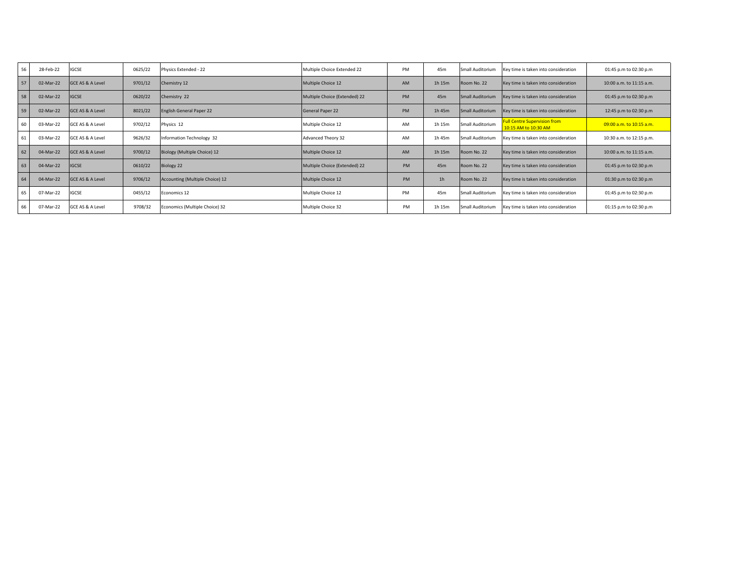| | | | | | | | | | | |
|---|---|---|---|---|---|---|---|---|---|---|
| 56 | 28-Feb-22 | IGCSE | 0625/22 | Physics Extended - 22 | Multiple Choice Extended 22 | PM | 45m | Small Auditorium | Key time is taken into consideration | 01:45 p.m to 02:30 p.m |
| 57 | 02-Mar-22 | GCE AS & A Level | 9701/12 | Chemistry 12 | Multiple Choice 12 | AM | 1h 15m | Room No. 22 | Key time is taken into consideration | 10:00 a.m. to 11:15 a.m. |
| 58 | 02-Mar-22 | IGCSE | 0620/22 | Chemistry 22 | Multiple Choice (Extended) 22 | PM | 45m | Small Auditorium | Key time is taken into consideration | 01:45 p.m to 02:30 p.m |
| 59 | 02-Mar-22 | GCE AS & A Level | 8021/22 | English General Paper 22 | General Paper 22 | PM | 1h 45m | Small Auditorium | Key time is taken into consideration | 12:45 p.m to 02:30 p.m |
| 60 | 03-Mar-22 | GCE AS & A Level | 9702/12 | Physics 12 | Multiple Choice 12 | AM | 1h 15m | Small Auditorium | Full Centre Supervision from 10:15 AM to 10:30 AM | 09:00 a.m. to 10:15 a.m. |
| 61 | 03-Mar-22 | GCE AS & A Level | 9626/32 | Information Technology 32 | Advanced Theory 32 | AM | 1h 45m | Small Auditorium | Key time is taken into consideration | 10:30 a.m. to 12:15 p.m. |
| 62 | 04-Mar-22 | GCE AS & A Level | 9700/12 | Biology (Multiple Choice) 12 | Multiple Choice 12 | AM | 1h 15m | Room No. 22 | Key time is taken into consideration | 10:00 a.m. to 11:15 a.m. |
| 63 | 04-Mar-22 | IGCSE | 0610/22 | Biology 22 | Multiple Choice (Extended) 22 | PM | 45m | Room No. 22 | Key time is taken into consideration | 01:45 p.m to 02:30 p.m |
| 64 | 04-Mar-22 | GCE AS & A Level | 9706/12 | Accounting (Multiple Choice) 12 | Multiple Choice 12 | PM | 1h | Room No. 22 | Key time is taken into consideration | 01:30 p.m to 02:30 p.m |
| 65 | 07-Mar-22 | IGCSE | 0455/12 | Economics 12 | Multiple Choice 12 | PM | 45m | Small Auditorium | Key time is taken into consideration | 01:45 p.m to 02:30 p.m |
| 66 | 07-Mar-22 | GCE AS & A Level | 9708/32 | Economics (Multiple Choice) 32 | Multiple Choice 32 | PM | 1h 15m | Small Auditorium | Key time is taken into consideration | 01:15 p.m to 02:30 p.m |